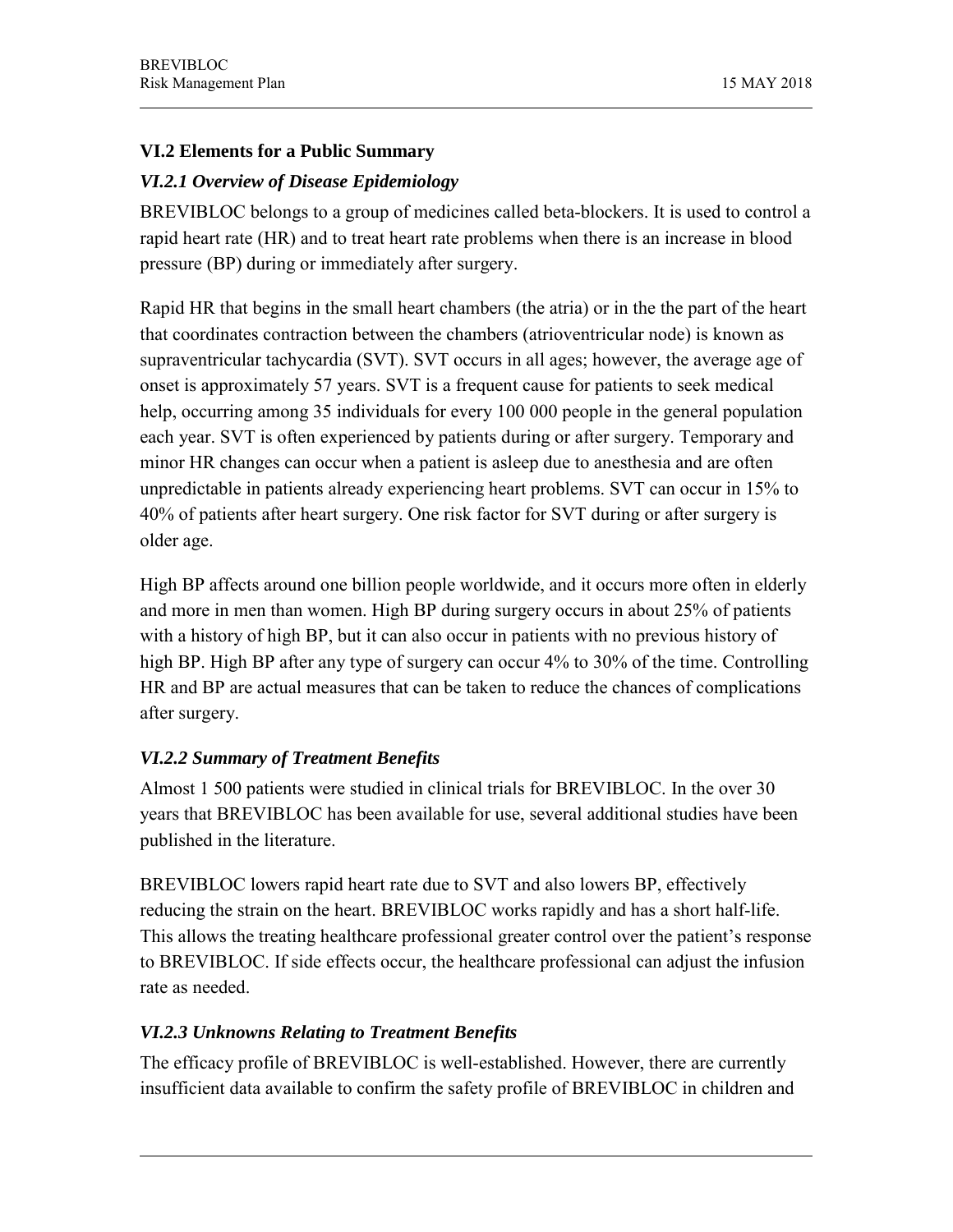## VI.2 Elements for a Public Summary

### *VI.2.1 Overview of Disease Epidemiology*

BREVIBLOC belongs to a group of medicines called beta-blockers. It is used to control a rapid heart rate (HR) and to treat heart rate problems when there is an increase in blood pressure (BP) during or immediately after surgery.

Rapid HR that begins in the small heart chambers (the atria) or in the the part of the heart that coordinates contraction between the chambers (atrioventricular node) is known as supraventricular tachycardia (SVT). SVT occurs in all ages; however, the average age of onset is approximately 57 years. SVT is a frequent cause for patients to seek medical help, occurring among 35 individuals for every 100 000 people in the general population each year. SVT is often experienced by patients during or after surgery. Temporary and minor HR changes can occur when a patient is asleep due to anesthesia and are often unpredictable in patients already experiencing heart problems. SVT can occur in 15% to 40% of patients after heart surgery. One risk factor for SVT during or after surgery is older age.

High BP affects around one billion people worldwide, and it occurs more often in elderly and more in men than women. High BP during surgery occurs in about 25% of patients with a history of high BP, but it can also occur in patients with no previous history of high BP. High BP after any type of surgery can occur 4% to 30% of the time. Controlling HR and BP are actual measures that can be taken to reduce the chances of complications after surgery.

### *VI.2.2 Summary of Treatment Benefits*

Almost 1 500 patients were studied in clinical trials for BREVIBLOC. In the over 30 years that BREVIBLOC has been available for use, several additional studies have been published in the literature.

BREVIBLOC lowers rapid heart rate due to SVT and also lowers BP, effectively reducing the strain on the heart. BREVIBLOC works rapidly and has a short half-life. This allows the treating healthcare professional greater control over the patient's response to BREVIBLOC. If side effects occur, the healthcare professional can adjust the infusion rate as needed.

### *VI.2.3 Unknowns Relating to Treatment Benefits*

The efficacy profile of BREVIBLOC is well-established. However, there are currently insufficient data available to confirm the safety profile of BREVIBLOC in children and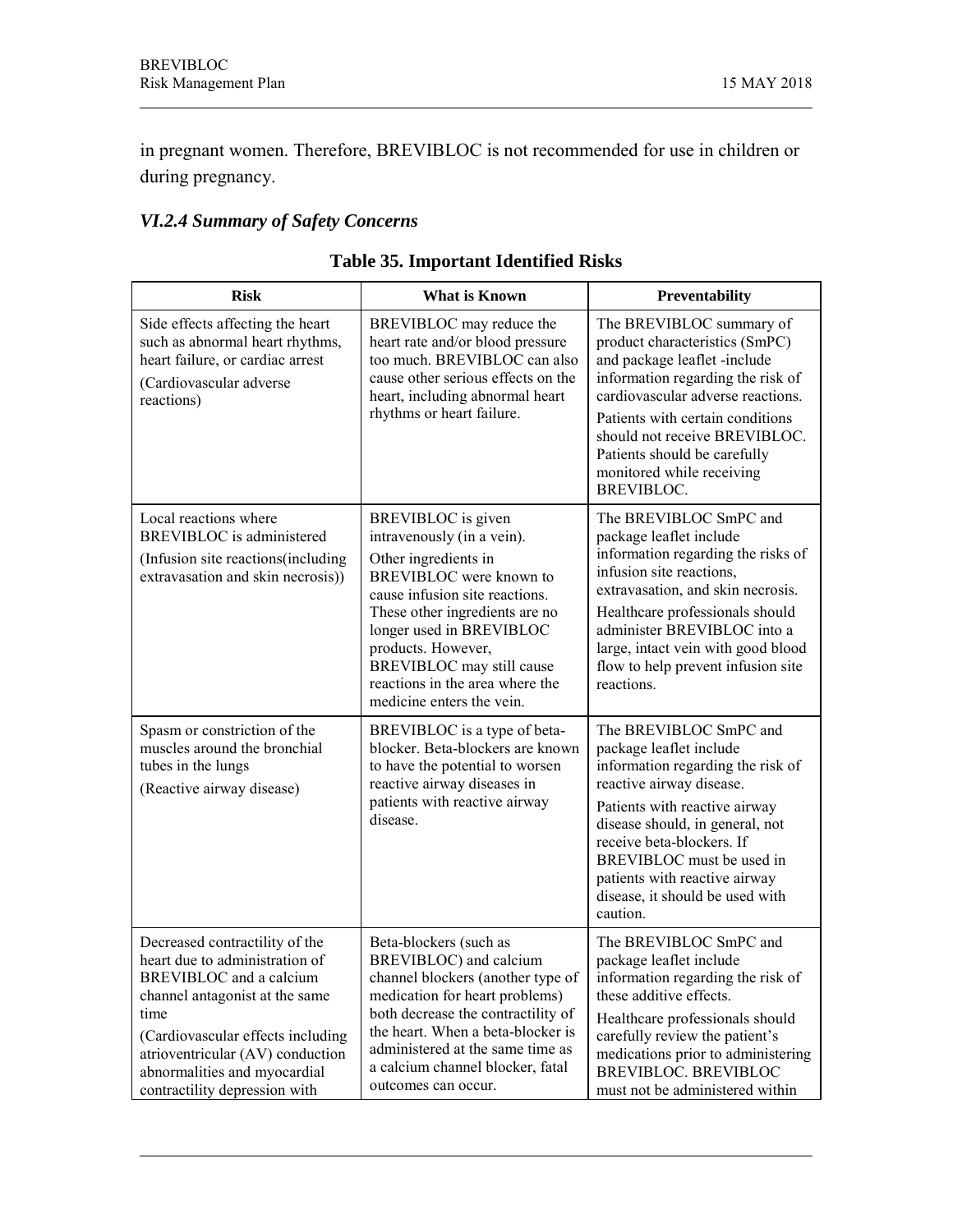in pregnant women. Therefore, BREVIBLOC is not recommended for use in children or during pregnancy.

### *VI.2.4 Summary of Safety Concerns*

**Table 35. Important Identified Risks**

| Risk | What is Known | Preventability |
|---|---|---|
| Side effects affecting the heart such as abnormal heart rhythms, heart failure, or cardiac arrest<br>(Cardiovascular adverse reactions) | BREVIBLOC may reduce the heart rate and/or blood pressure too much. BREVIBLOC can also cause other serious effects on the heart, including abnormal heart rhythms or heart failure. | The BREVIBLOC summary of product characteristics (SmPC) and package leaflet -include information regarding the risk of cardiovascular adverse reactions.<br>Patients with certain conditions should not receive BREVIBLOC. Patients should be carefully monitored while receiving BREVIBLOC. |
| Local reactions where BREVIBLOC is administered<br>(Infusion site reactions(including extravasation and skin necrosis)) | BREVIBLOC is given intravenously (in a vein).<br>Other ingredients in BREVIBLOC were known to cause infusion site reactions. These other ingredients are no longer used in BREVIBLOC products. However, BREVIBLOC may still cause reactions in the area where the medicine enters the vein. | The BREVIBLOC SmPC and package leaflet include information regarding the risks of infusion site reactions, extravasation, and skin necrosis.<br>Healthcare professionals should administer BREVIBLOC into a large, intact vein with good blood flow to help prevent infusion site reactions. |
| Spasm or constriction of the muscles around the bronchial tubes in the lungs<br>(Reactive airway disease) | BREVIBLOC is a type of beta-blocker. Beta-blockers are known to have the potential to worsen reactive airway diseases in patients with reactive airway disease. | The BREVIBLOC SmPC and package leaflet include information regarding the risk of reactive airway disease.<br>Patients with reactive airway disease should, in general, not receive beta-blockers. If BREVIBLOC must be used in patients with reactive airway disease, it should be used with caution. |
| Decreased contractility of the heart due to administration of BREVIBLOC and a calcium channel antagonist at the same time<br>(Cardiovascular effects including atrioventricular (AV) conduction abnormalities and myocardial contractility depression with | Beta-blockers (such as BREVIBLOC) and calcium channel blockers (another type of medication for heart problems) both decrease the contractility of the heart. When a beta-blocker is administered at the same time as a calcium channel blocker, fatal outcomes can occur. | The BREVIBLOC SmPC and package leaflet include information regarding the risk of these additive effects.<br>Healthcare professionals should carefully review the patient's medications prior to administering BREVIBLOC. BREVIBLOC must not be administered within |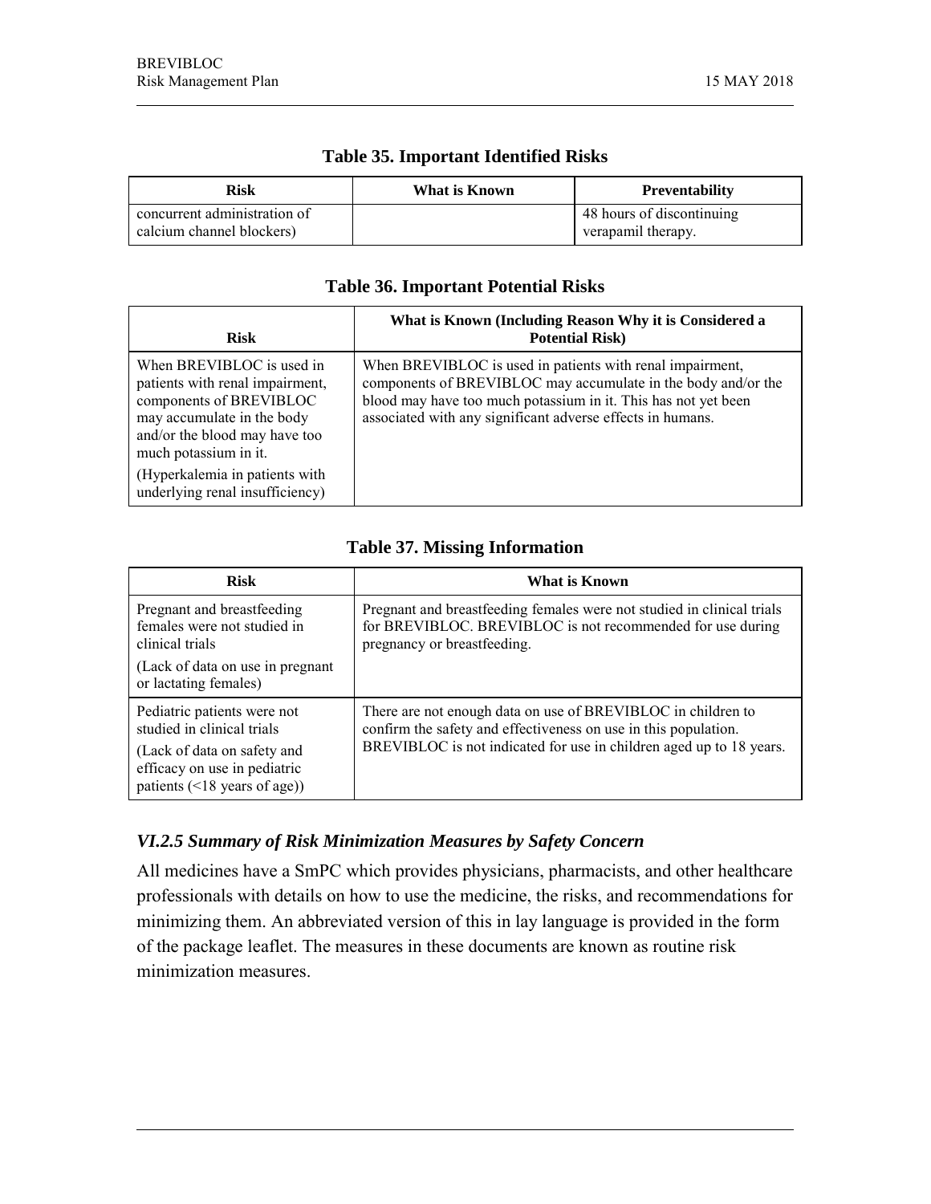**Table 35. Important Identified Risks**

| Risk | What is Known | Preventability |
|---|---|---|
| concurrent administration of calcium channel blockers) | | 48 hours of discontinuing verapamil therapy. |

**Table 36. Important Potential Risks**

| Risk | What is Known (Including Reason Why it is Considered a Potential Risk) |
|---|---|
| When BREVIBLOC is used in patients with renal impairment, components of BREVIBLOC may accumulate in the body and/or the blood may have too much potassium in it. (Hyperkalemia in patients with underlying renal insufficiency) | When BREVIBLOC is used in patients with renal impairment, components of BREVIBLOC may accumulate in the body and/or the blood may have too much potassium in it. This has not yet been associated with any significant adverse effects in humans. |

**Table 37. Missing Information**

| Risk | What is Known |
|---|---|
| Pregnant and breastfeeding females were not studied in clinical trials (Lack of data on use in pregnant or lactating females) | Pregnant and breastfeeding females were not studied in clinical trials for BREVIBLOC. BREVIBLOC is not recommended for use during pregnancy or breastfeeding. |
| Pediatric patients were not studied in clinical trials (Lack of data on safety and efficacy on use in pediatric patients (<18 years of age)) | There are not enough data on use of BREVIBLOC in children to confirm the safety and effectiveness on use in this population. BREVIBLOC is not indicated for use in children aged up to 18 years. |

### *VI.2.5 Summary of Risk Minimization Measures by Safety Concern*

All medicines have a SmPC which provides physicians, pharmacists, and other healthcare professionals with details on how to use the medicine, the risks, and recommendations for minimizing them. An abbreviated version of this in lay language is provided in the form of the package leaflet. The measures in these documents are known as routine risk minimization measures.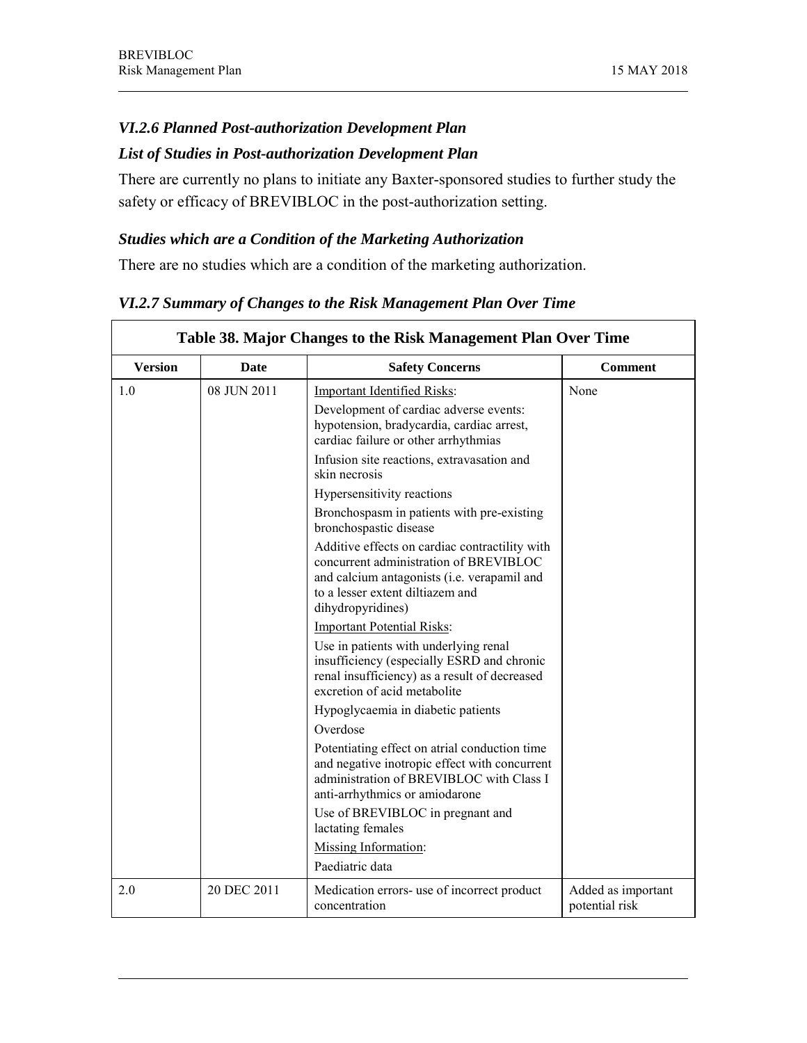### *VI.2.6 Planned Post-authorization Development Plan*

### *List of Studies in Post-authorization Development Plan*

There are currently no plans to initiate any Baxter-sponsored studies to further study the safety or efficacy of BREVIBLOC in the post-authorization setting.

### *Studies which are a Condition of the Marketing Authorization*

There are no studies which are a condition of the marketing authorization.

### *VI.2.7 Summary of Changes to the Risk Management Plan Over Time*

**Table 38. Major Changes to the Risk Management Plan Over Time**

| Version | Date | Safety Concerns | Comment |
|---|---|---|---|
| 1.0 | 08 JUN 2011 | Important Identified Risks:<br>Development of cardiac adverse events: hypotension, bradycardia, cardiac arrest, cardiac failure or other arrhythmias<br>Infusion site reactions, extravasation and skin necrosis<br>Hypersensitivity reactions<br>Bronchospasm in patients with pre-existing bronchospastic disease<br>Additive effects on cardiac contractility with concurrent administration of BREVIBLOC and calcium antagonists (i.e. verapamil and to a lesser extent diltiazem and dihydropyridines)<br>Important Potential Risks:<br>Use in patients with underlying renal insufficiency (especially ESRD and chronic renal insufficiency) as a result of decreased excretion of acid metabolite<br>Hypoglycaemia in diabetic patients<br>Overdose<br>Potentiating effect on atrial conduction time and negative inotropic effect with concurrent administration of BREVIBLOC with Class I anti-arrhythmics or amiodarone<br>Use of BREVIBLOC in pregnant and lactating females<br>Missing Information:<br>Paediatric data | None |
| 2.0 | 20 DEC 2011 | Medication errors- use of incorrect product concentration | Added as important potential risk |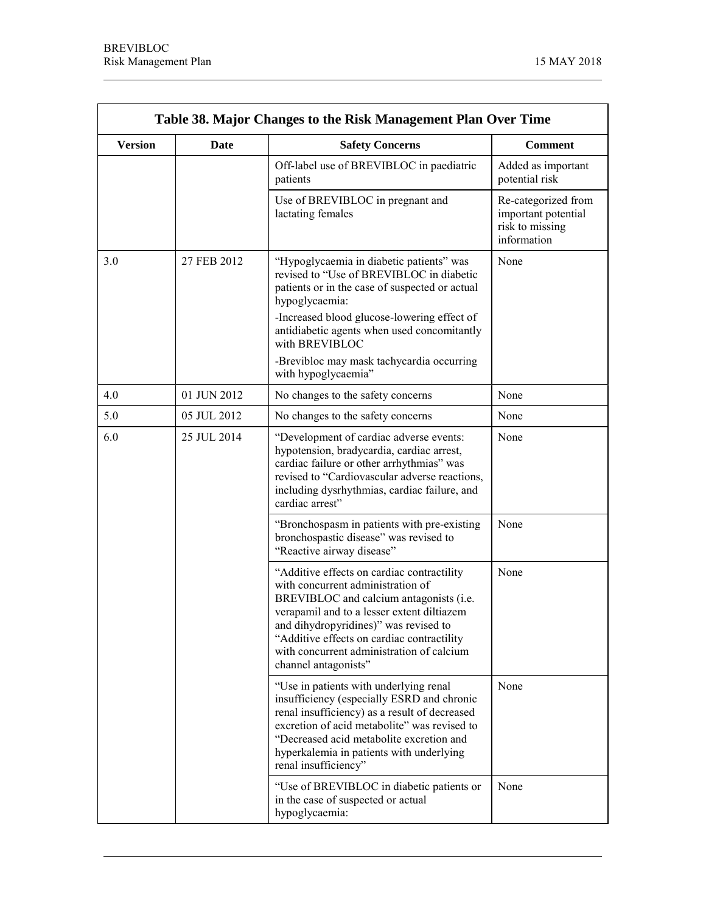**Table 38. Major Changes to the Risk Management Plan Over Time**

| Version | Date | Safety Concerns | Comment |
|---|---|---|---|
| | | Off-label use of BREVIBLOC in paediatric patients | Added as important potential risk |
| | | Use of BREVIBLOC in pregnant and lactating females | Re-categorized from important potential risk to missing information |
| 3.0 | 27 FEB 2012 | "Hypoglycaemia in diabetic patients" was revised to "Use of BREVIBLOC in diabetic patients or in the case of suspected or actual hypoglycaemia:<br>-Increased blood glucose-lowering effect of antidiabetic agents when used concomitantly with BREVIBLOC<br>-Brevibloc may mask tachycardia occurring with hypoglycaemia" | None |
| 4.0 | 01 JUN 2012 | No changes to the safety concerns | None |
| 5.0 | 05 JUL 2012 | No changes to the safety concerns | None |
| 6.0 | 25 JUL 2014 | "Development of cardiac adverse events: hypotension, bradycardia, cardiac arrest, cardiac failure or other arrhythmias" was revised to "Cardiovascular adverse reactions, including dysrhythmias, cardiac failure, and cardiac arrest" | None |
| | | "Bronchospasm in patients with pre-existing bronchospastic disease" was revised to "Reactive airway disease" | None |
| | | "Additive effects on cardiac contractility with concurrent administration of BREVIBLOC and calcium antagonists (i.e. verapamil and to a lesser extent diltiazem and dihydropyridines)" was revised to "Additive effects on cardiac contractility with concurrent administration of calcium channel antagonists" | None |
| | | "Use in patients with underlying renal insufficiency (especially ESRD and chronic renal insufficiency) as a result of decreased excretion of acid metabolite" was revised to "Decreased acid metabolite excretion and hyperkalemia in patients with underlying renal insufficiency" | None |
| | | "Use of BREVIBLOC in diabetic patients or in the case of suspected or actual hypoglycaemia: | None |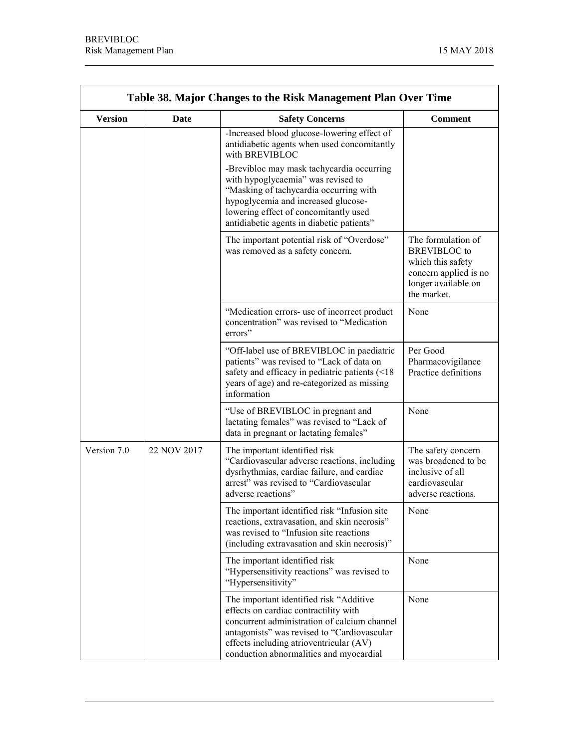| Table 38. Major Changes to the Risk Management Plan Over Time | | | |
|---|---|---|---|
| **Version** | **Date** | **Safety Concerns** | **Comment** |
| | | -Increased blood glucose-lowering effect of antidiabetic agents when used concomitantly with BREVIBLOC<br>-Brevibloc may mask tachycardia occurring with hypoglycaemia" was revised to "Masking of tachycardia occurring with hypoglycemia and increased glucose-lowering effect of concomitantly used antidiabetic agents in diabetic patients" | |
| | | The important potential risk of "Overdose" was removed as a safety concern. | The formulation of BREVIBLOC to which this safety concern applied is no longer available on the market. |
| | | "Medication errors- use of incorrect product concentration" was revised to "Medication errors" | None |
| | | "Off-label use of BREVIBLOC in paediatric patients" was revised to "Lack of data on safety and efficacy in pediatric patients (<18 years of age) and re-categorized as missing information | Per Good Pharmacovigilance Practice definitions |
| | | "Use of BREVIBLOC in pregnant and lactating females" was revised to "Lack of data in pregnant or lactating females" | None |
| Version 7.0 | 22 NOV 2017 | The important identified risk "Cardiovascular adverse reactions, including dysrhythmias, cardiac failure, and cardiac arrest" was revised to "Cardiovascular adverse reactions" | The safety concern was broadened to be inclusive of all cardiovascular adverse reactions. |
| | | The important identified risk "Infusion site reactions, extravasation, and skin necrosis" was revised to "Infusion site reactions (including extravasation and skin necrosis)" | None |
| | | The important identified risk "Hypersensitivity reactions" was revised to "Hypersensitivity" | None |
| | | The important identified risk "Additive effects on cardiac contractility with concurrent administration of calcium channel antagonists" was revised to "Cardiovascular effects including atrioventricular (AV) conduction abnormalities and myocardial | None |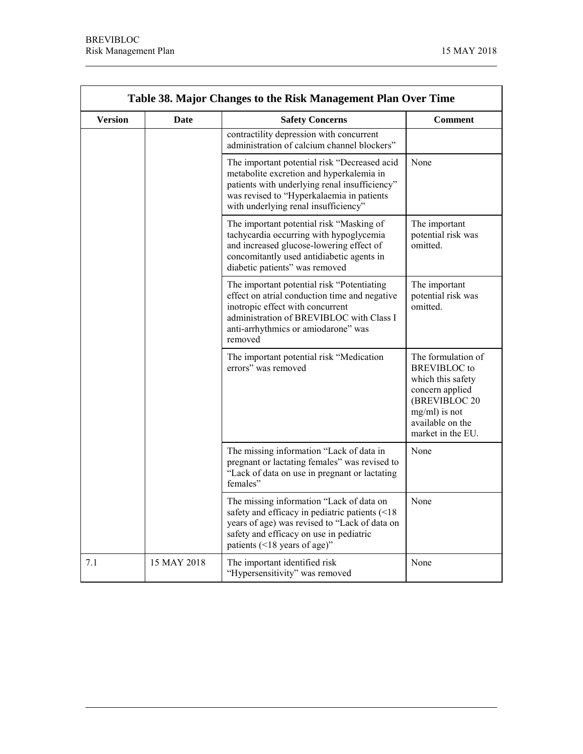| Table 38. Major Changes to the Risk Management Plan Over Time | | | |
|---|---|---|---|
| **Version** | **Date** | **Safety Concerns** | **Comment** |
| | | contractility depression with concurrent administration of calcium channel blockers" | |
| | | The important potential risk "Decreased acid metabolite excretion and hyperkalemia in patients with underlying renal insufficiency" was revised to "Hyperkalaemia in patients with underlying renal insufficiency" | None |
| | | The important potential risk "Masking of tachycardia occurring with hypoglycemia and increased glucose-lowering effect of concomitantly used antidiabetic agents in diabetic patients" was removed | The important potential risk was omitted. |
| | | The important potential risk "Potentiating effect on atrial conduction time and negative inotropic effect with concurrent administration of BREVIBLOC with Class I anti-arrhythmics or amiodarone" was removed | The important potential risk was omitted. |
| | | The important potential risk "Medication errors" was removed | The formulation of BREVIBLOC to which this safety concern applied (BREVIBLOC 20 mg/ml) is not available on the market in the EU. |
| | | The missing information "Lack of data in pregnant or lactating females" was revised to "Lack of data on use in pregnant or lactating females" | None |
| | | The missing information "Lack of data on safety and efficacy in pediatric patients (<18 years of age) was revised to "Lack of data on safety and efficacy on use in pediatric patients (<18 years of age)" | None |
| 7.1 | 15 MAY 2018 | The important identified risk "Hypersensitivity" was removed | None |